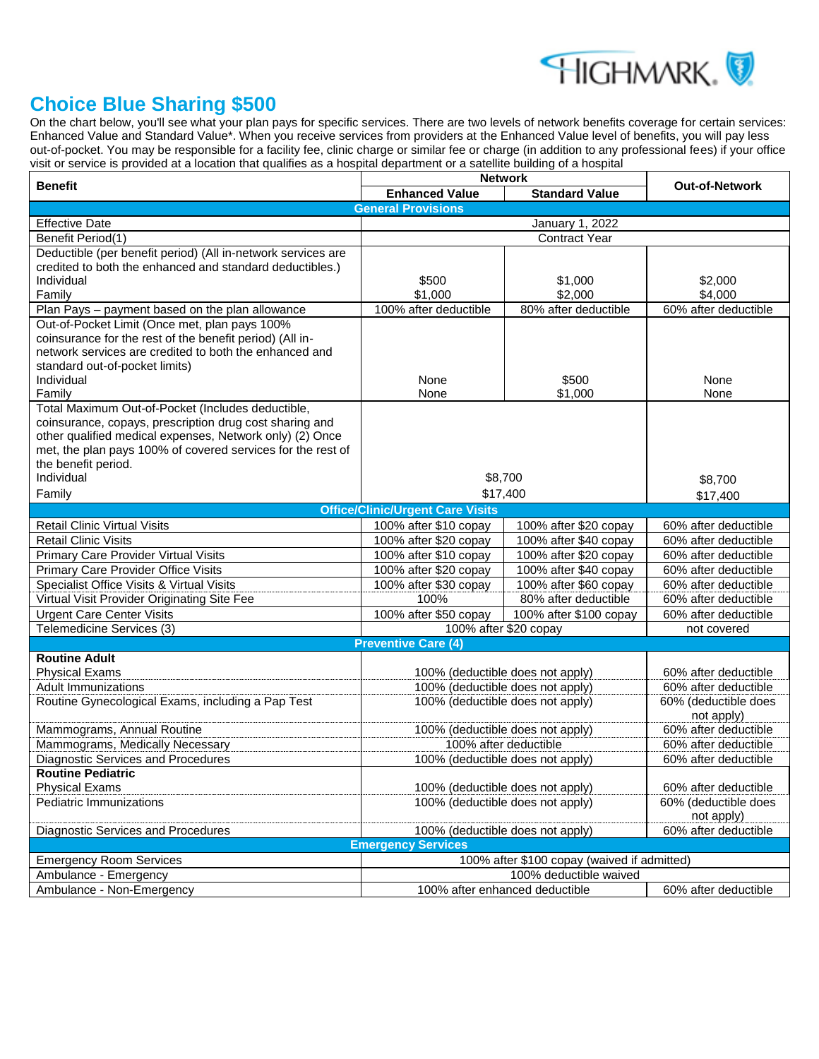# Choice Blue Sharing $500

On the chart below, you'll see what your plan pays for specific services. There are two levels of network benefits coverage for certain services: Enhanced Value and Standard Value*. When you receive services from providers at the Enhanced Value level of benefits, you will pay less out-of-pocket. You may be responsible for a facility fee, clinic charge or similar fee or charge (in addition to any professional fees) if your office visit or service is provided at a location that qualifies as a hospital department or a satellite building of a hospital

| Benefit | Network | | Out-of-Network |
|---|---|---|---|
| | Enhanced Value | Standard Value | |
| **General Provisions** | | | |
| Effective Date | January 1, 2022 | | |
| Benefit Period(1) | Contract Year | | |
| Deductible (per benefit period) (All in-network services are credited to both the enhanced and standard deductibles.)<br>Individual<br>Family | <br><br>$500<br>$1,000 | <br><br>$1,000<br>$2,000 | <br><br>$2,000<br>$4,000 |
| Plan Pays – payment based on the plan allowance | 100% after deductible | 80% after deductible | 60% after deductible |
| Out-of-Pocket Limit (Once met, plan pays 100% coinsurance for the rest of the benefit period) (All in-network services are credited to both the enhanced and standard out-of-pocket limits)<br>Individual<br>Family | <br><br>None<br>None | <br><br>$500<br>$1,000 | <br><br>None<br>None |
| Total Maximum Out-of-Pocket (Includes deductible, coinsurance, copays, prescription drug cost sharing and other qualified medical expenses, Network only) (2) Once met, the plan pays 100% of covered services for the rest of the benefit period.<br>Individual<br>Family | <br><br>$8,700<br>$17,400 | | <br><br>$8,700<br>$17,400 |
| **Office/Clinic/Urgent Care Visits** | | | |
| Retail Clinic Virtual Visits | 100% after $10 copay | 100% after $20 copay | 60% after deductible |
| Retail Clinic Visits | 100% after $20 copay | 100% after $40 copay | 60% after deductible |
| Primary Care Provider Virtual Visits | 100% after $10 copay | 100% after $20 copay | 60% after deductible |
| Primary Care Provider Office Visits | 100% after $20 copay | 100% after $40 copay | 60% after deductible |
| Specialist Office Visits & Virtual Visits | 100% after $30 copay | 100% after $60 copay | 60% after deductible |
| Virtual Visit Provider Originating Site Fee | 100% | 80% after deductible | 60% after deductible |
| Urgent Care Center Visits | 100% after $50 copay | 100% after $100 copay | 60% after deductible |
| Telemedicine Services (3) | 100% after $20 copay | | not covered |
| **Preventive Care (4)** | | | |
| **Routine Adult** | | | |
| Physical Exams | 100% (deductible does not apply) | | 60% after deductible |
| Adult Immunizations | 100% (deductible does not apply) | | 60% after deductible |
| Routine Gynecological Exams, including a Pap Test | 100% (deductible does not apply) | | 60% (deductible does not apply) |
| Mammograms, Annual Routine | 100% (deductible does not apply) | | 60% after deductible |
| Mammograms, Medically Necessary | 100% after deductible | | 60% after deductible |
| Diagnostic Services and Procedures | 100% (deductible does not apply) | | 60% after deductible |
| **Routine Pediatric** | | | |
| Physical Exams | 100% (deductible does not apply) | | 60% after deductible |
| Pediatric Immunizations | 100% (deductible does not apply) | | 60% (deductible does not apply) |
| Diagnostic Services and Procedures | 100% (deductible does not apply) | | 60% after deductible |
| **Emergency Services** | | | |
| Emergency Room Services | 100% after $100 copay (waived if admitted) | | |
| Ambulance - Emergency | 100% deductible waived | | |
| Ambulance - Non-Emergency | 100% after enhanced deductible | | 60% after deductible |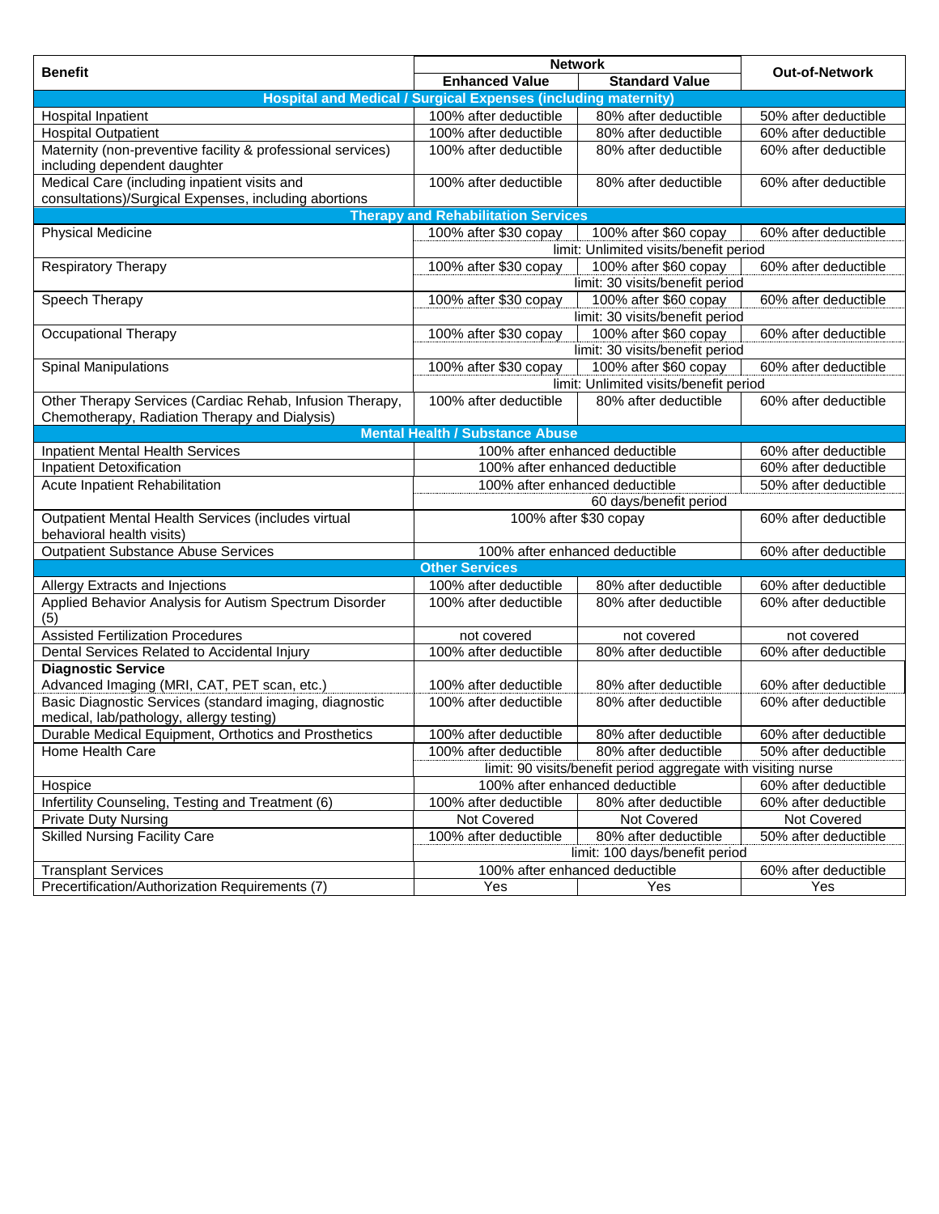| Benefit | Network | | Out-of-Network |
|---|---|---|---|
| | Enhanced Value | Standard Value | |
| **Hospital and Medical / Surgical Expenses (including maternity)** | | | |
| Hospital Inpatient | 100% after deductible | 80% after deductible | 50% after deductible |
| Hospital Outpatient | 100% after deductible | 80% after deductible | 60% after deductible |
| Maternity (non-preventive facility & professional services) including dependent daughter | 100% after deductible | 80% after deductible | 60% after deductible |
| Medical Care (including inpatient visits and consultations)/Surgical Expenses, including abortions | 100% after deductible | 80% after deductible | 60% after deductible |
| **Therapy and Rehabilitation Services** | | | |
| Physical Medicine | 100% after $30 copay | 100% after $60 copay | 60% after deductible |
| | limit: Unlimited visits/benefit period | | |
| Respiratory Therapy | 100% after $30 copay | 100% after $60 copay | 60% after deductible |
| | limit: 30 visits/benefit period | | |
| Speech Therapy | 100% after $30 copay | 100% after $60 copay | 60% after deductible |
| | limit: 30 visits/benefit period | | |
| Occupational Therapy | 100% after $30 copay | 100% after $60 copay | 60% after deductible |
| | limit: 30 visits/benefit period | | |
| Spinal Manipulations | 100% after $30 copay | 100% after $60 copay | 60% after deductible |
| | limit: Unlimited visits/benefit period | | |
| Other Therapy Services (Cardiac Rehab, Infusion Therapy, Chemotherapy, Radiation Therapy and Dialysis) | 100% after deductible | 80% after deductible | 60% after deductible |
| **Mental Health / Substance Abuse** | | | |
| Inpatient Mental Health Services | 100% after enhanced deductible | | 60% after deductible |
| Inpatient Detoxification | 100% after enhanced deductible | | 60% after deductible |
| Acute Inpatient Rehabilitation | 100% after enhanced deductible | | 50% after deductible |
| | 60 days/benefit period | | |
| Outpatient Mental Health Services (includes virtual behavioral health visits) | 100% after $30 copay | | 60% after deductible |
| Outpatient Substance Abuse Services | 100% after enhanced deductible | | 60% after deductible |
| **Other Services** | | | |
| Allergy Extracts and Injections | 100% after deductible | 80% after deductible | 60% after deductible |
| Applied Behavior Analysis for Autism Spectrum Disorder (5) | 100% after deductible | 80% after deductible | 60% after deductible |
| Assisted Fertilization Procedures | not covered | not covered | not covered |
| Dental Services Related to Accidental Injury | 100% after deductible | 80% after deductible | 60% after deductible |
| **Diagnostic Service** | | | |
| Advanced Imaging (MRI, CAT, PET scan, etc.) | 100% after deductible | 80% after deductible | 60% after deductible |
| Basic Diagnostic Services (standard imaging, diagnostic medical, lab/pathology, allergy testing) | 100% after deductible | 80% after deductible | 60% after deductible |
| Durable Medical Equipment, Orthotics and Prosthetics | 100% after deductible | 80% after deductible | 60% after deductible |
| Home Health Care | 100% after deductible | 80% after deductible | 50% after deductible |
| | limit: 90 visits/benefit period aggregate with visiting nurse | | |
| Hospice | 100% after enhanced deductible | | 60% after deductible |
| Infertility Counseling, Testing and Treatment (6) | 100% after deductible | 80% after deductible | 60% after deductible |
| Private Duty Nursing | Not Covered | Not Covered | Not Covered |
| Skilled Nursing Facility Care | 100% after deductible | 80% after deductible | 50% after deductible |
| | limit: 100 days/benefit period | | |
| Transplant Services | 100% after enhanced deductible | | 60% after deductible |
| Precertification/Authorization Requirements (7) | Yes | Yes | Yes |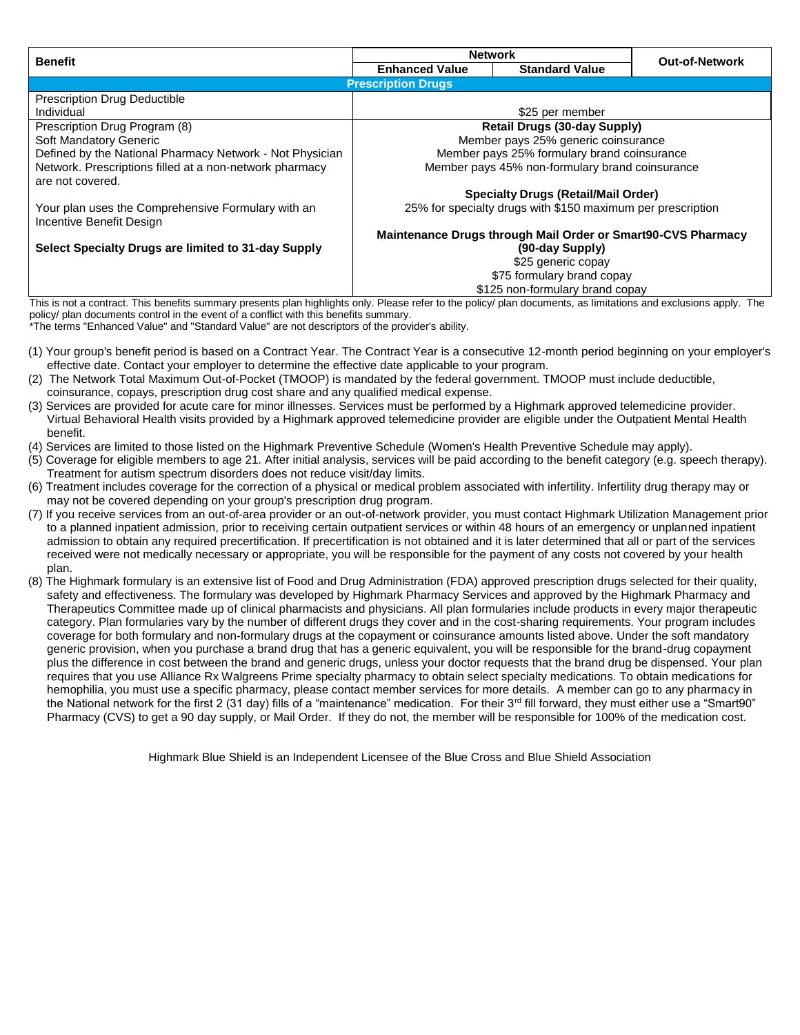| Benefit | Network | | Out-of-Network |
|---|---|---|---|
| | Enhanced Value | Standard Value | |
| **Prescription Drugs** | | | |
| Prescription Drug Deductible<br>Individual | $25 per member | | |
| Prescription Drug Program (8)<br>Soft Mandatory Generic<br>Defined by the National Pharmacy Network - Not Physician Network. Prescriptions filled at a non-network pharmacy are not covered.<br><br>Your plan uses the Comprehensive Formulary with an Incentive Benefit Design<br><br>**Select Specialty Drugs are limited to 31-day Supply** | **Retail Drugs (30-day Supply)**<br>Member pays 25% generic coinsurance<br>Member pays 25% formulary brand coinsurance<br>Member pays 45% non-formulary brand coinsurance<br><br>**Specialty Drugs (Retail/Mail Order)**<br>25% for specialty drugs with $150 maximum per prescription<br><br>**Maintenance Drugs through Mail Order or Smart90-CVS Pharmacy (90-day Supply)**<br>$25 generic copay<br>$75 formulary brand copay<br>$125 non-formulary brand copay | | |

This is not a contract. This benefits summary presents plan highlights only. Please refer to the policy/ plan documents, as limitations and exclusions apply. The policy/ plan documents control in the event of a conflict with this benefits summary.
*The terms "Enhanced Value" and "Standard Value" are not descriptors of the provider's ability.

(1) Your group's benefit period is based on a Contract Year. The Contract Year is a consecutive 12-month period beginning on your employer's effective date. Contact your employer to determine the effective date applicable to your program.
(2) The Network Total Maximum Out-of-Pocket (TMOOP) is mandated by the federal government. TMOOP must include deductible, coinsurance, copays, prescription drug cost share and any qualified medical expense.
(3) Services are provided for acute care for minor illnesses. Services must be performed by a Highmark approved telemedicine provider. Virtual Behavioral Health visits provided by a Highmark approved telemedicine provider are eligible under the Outpatient Mental Health benefit.
(4) Services are limited to those listed on the Highmark Preventive Schedule (Women's Health Preventive Schedule may apply).
(5) Coverage for eligible members to age 21. After initial analysis, services will be paid according to the benefit category (e.g. speech therapy). Treatment for autism spectrum disorders does not reduce visit/day limits.
(6) Treatment includes coverage for the correction of a physical or medical problem associated with infertility. Infertility drug therapy may or may not be covered depending on your group's prescription drug program.
(7) If you receive services from an out-of-area provider or an out-of-network provider, you must contact Highmark Utilization Management prior to a planned inpatient admission, prior to receiving certain outpatient services or within 48 hours of an emergency or unplanned inpatient admission to obtain any required precertification. If precertification is not obtained and it is later determined that all or part of the services received were not medically necessary or appropriate, you will be responsible for the payment of any costs not covered by your health plan.
(8) The Highmark formulary is an extensive list of Food and Drug Administration (FDA) approved prescription drugs selected for their quality, safety and effectiveness. The formulary was developed by Highmark Pharmacy Services and approved by the Highmark Pharmacy and Therapeutics Committee made up of clinical pharmacists and physicians. All plan formularies include products in every major therapeutic category. Plan formularies vary by the number of different drugs they cover and in the cost-sharing requirements. Your program includes coverage for both formulary and non-formulary drugs at the copayment or coinsurance amounts listed above. Under the soft mandatory generic provision, when you purchase a brand drug that has a generic equivalent, you will be responsible for the brand-drug copayment plus the difference in cost between the brand and generic drugs, unless your doctor requests that the brand drug be dispensed. Your plan requires that you use Alliance Rx Walgreens Prime specialty pharmacy to obtain select specialty medications. To obtain medications for hemophilia, you must use a specific pharmacy, please contact member services for more details. A member can go to any pharmacy in the National network for the first 2 (31 day) fills of a "maintenance" medication. For their 3rd fill forward, they must either use a "Smart90" Pharmacy (CVS) to get a 90 day supply, or Mail Order. If they do not, the member will be responsible for 100% of the medication cost.

Highmark Blue Shield is an Independent Licensee of the Blue Cross and Blue Shield Association